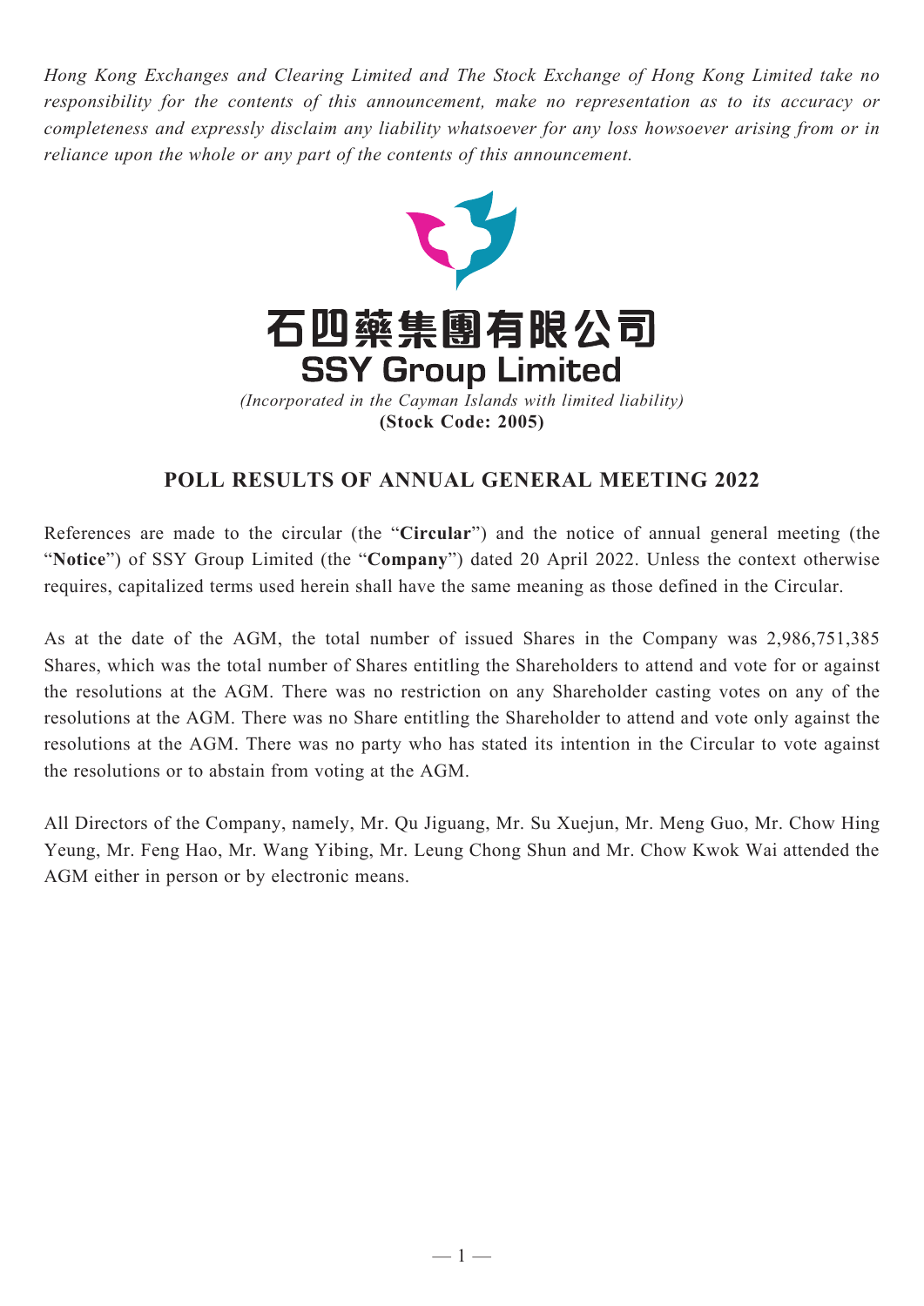*Hong Kong Exchanges and Clearing Limited and The Stock Exchange of Hong Kong Limited take no responsibility for the contents of this announcement, make no representation as to its accuracy or completeness and expressly disclaim any liability whatsoever for any loss howsoever arising from or in reliance upon the whole or any part of the contents of this announcement.*

# 石四藥集團有限公司
# SSY Group Limited

*(Incorporated in the Cayman Islands with limited liability)*
**(Stock Code: 2005)**

## POLL RESULTS OF ANNUAL GENERAL MEETING 2022

References are made to the circular (the "**Circular**") and the notice of annual general meeting (the "**Notice**") of SSY Group Limited (the "**Company**") dated 20 April 2022. Unless the context otherwise requires, capitalized terms used herein shall have the same meaning as those defined in the Circular.

As at the date of the AGM, the total number of issued Shares in the Company was 2,986,751,385 Shares, which was the total number of Shares entitling the Shareholders to attend and vote for or against the resolutions at the AGM. There was no restriction on any Shareholder casting votes on any of the resolutions at the AGM. There was no Share entitling the Shareholder to attend and vote only against the resolutions at the AGM. There was no party who has stated its intention in the Circular to vote against the resolutions or to abstain from voting at the AGM.

All Directors of the Company, namely, Mr. Qu Jiguang, Mr. Su Xuejun, Mr. Meng Guo, Mr. Chow Hing Yeung, Mr. Feng Hao, Mr. Wang Yibing, Mr. Leung Chong Shun and Mr. Chow Kwok Wai attended the AGM either in person or by electronic means.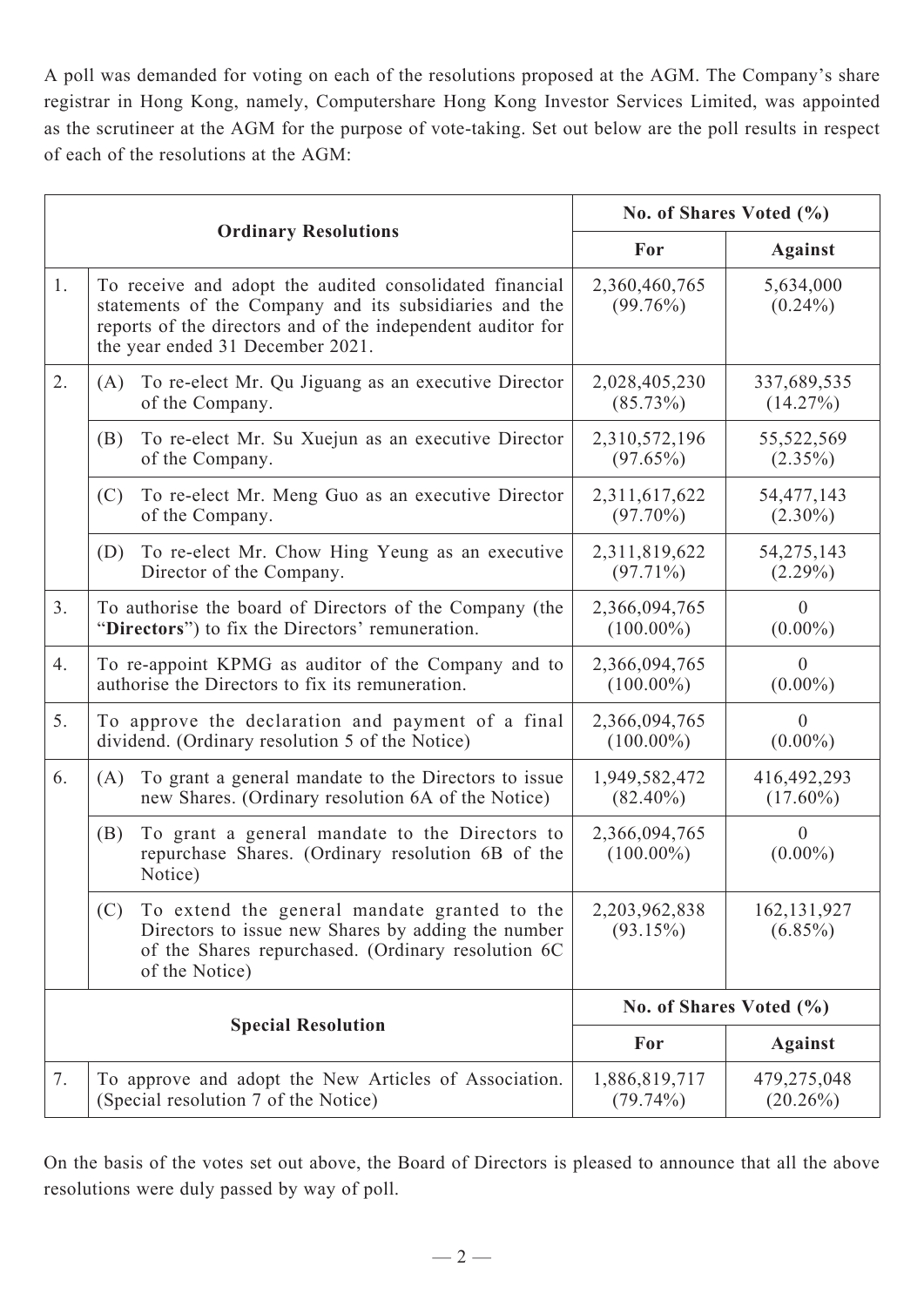A poll was demanded for voting on each of the resolutions proposed at the AGM. The Company's share registrar in Hong Kong, namely, Computershare Hong Kong Investor Services Limited, was appointed as the scrutineer at the AGM for the purpose of vote-taking. Set out below are the poll results in respect of each of the resolutions at the AGM:

| | **Ordinary Resolutions** | **No. of Shares Voted (%)** | |
|---|---|---|---|
| | | **For** | **Against** |
| 1. | To receive and adopt the audited consolidated financial statements of the Company and its subsidiaries and the reports of the directors and of the independent auditor for the year ended 31 December 2021. | 2,360,460,765 (99.76%) | 5,634,000 (0.24%) |
| 2. | (A) To re-elect Mr. Qu Jiguang as an executive Director of the Company. | 2,028,405,230 (85.73%) | 337,689,535 (14.27%) |
| | (B) To re-elect Mr. Su Xuejun as an executive Director of the Company. | 2,310,572,196 (97.65%) | 55,522,569 (2.35%) |
| | (C) To re-elect Mr. Meng Guo as an executive Director of the Company. | 2,311,617,622 (97.70%) | 54,477,143 (2.30%) |
| | (D) To re-elect Mr. Chow Hing Yeung as an executive Director of the Company. | 2,311,819,622 (97.71%) | 54,275,143 (2.29%) |
| 3. | To authorise the board of Directors of the Company (the "**Directors**") to fix the Directors' remuneration. | 2,366,094,765 (100.00%) | 0 (0.00%) |
| 4. | To re-appoint KPMG as auditor of the Company and to authorise the Directors to fix its remuneration. | 2,366,094,765 (100.00%) | 0 (0.00%) |
| 5. | To approve the declaration and payment of a final dividend. (Ordinary resolution 5 of the Notice) | 2,366,094,765 (100.00%) | 0 (0.00%) |
| 6. | (A) To grant a general mandate to the Directors to issue new Shares. (Ordinary resolution 6A of the Notice) | 1,949,582,472 (82.40%) | 416,492,293 (17.60%) |
| | (B) To grant a general mandate to the Directors to repurchase Shares. (Ordinary resolution 6B of the Notice) | 2,366,094,765 (100.00%) | 0 (0.00%) |
| | (C) To extend the general mandate granted to the Directors to issue new Shares by adding the number of the Shares repurchased. (Ordinary resolution 6C of the Notice) | 2,203,962,838 (93.15%) | 162,131,927 (6.85%) |
| | **Special Resolution** | **No. of Shares Voted (%)** | |
| | | **For** | **Against** |
| 7. | To approve and adopt the New Articles of Association. (Special resolution 7 of the Notice) | 1,886,819,717 (79.74%) | 479,275,048 (20.26%) |

On the basis of the votes set out above, the Board of Directors is pleased to announce that all the above resolutions were duly passed by way of poll.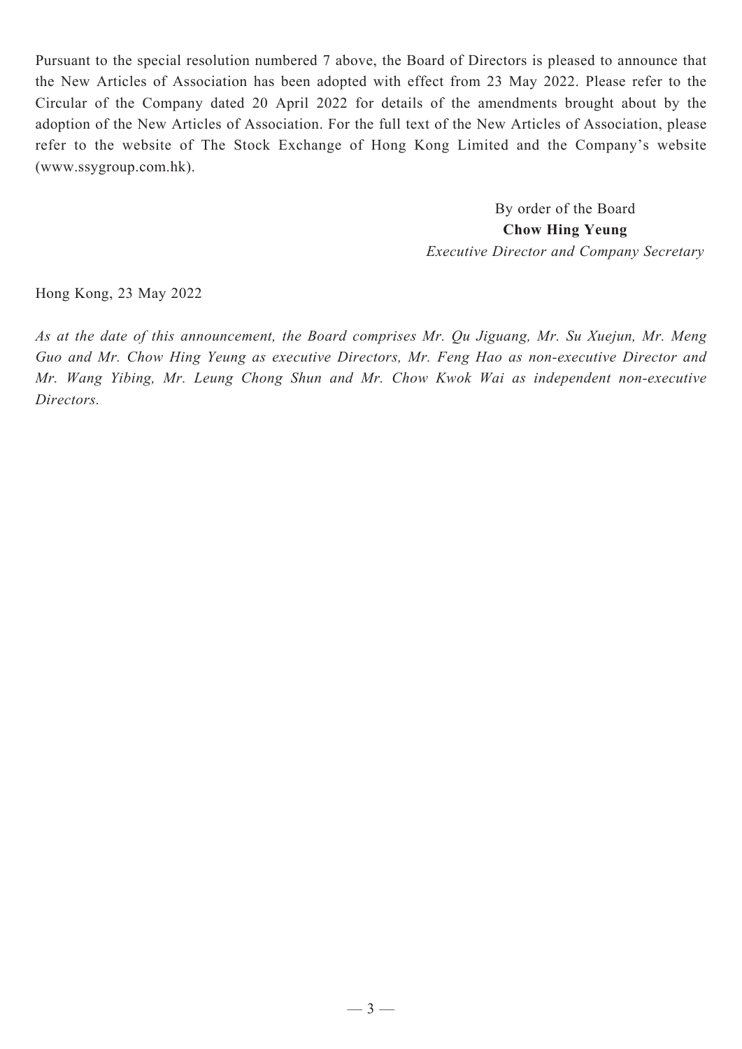Pursuant to the special resolution numbered 7 above, the Board of Directors is pleased to announce that the New Articles of Association has been adopted with effect from 23 May 2022. Please refer to the Circular of the Company dated 20 April 2022 for details of the amendments brought about by the adoption of the New Articles of Association. For the full text of the New Articles of Association, please refer to the website of The Stock Exchange of Hong Kong Limited and the Company's website (www.ssygroup.com.hk).

By order of the Board
**Chow Hing Yeung**
*Executive Director and Company Secretary*

Hong Kong, 23 May 2022

*As at the date of this announcement, the Board comprises Mr. Qu Jiguang, Mr. Su Xuejun, Mr. Meng Guo and Mr. Chow Hing Yeung as executive Directors, Mr. Feng Hao as non-executive Director and Mr. Wang Yibing, Mr. Leung Chong Shun and Mr. Chow Kwok Wai as independent non-executive Directors.*